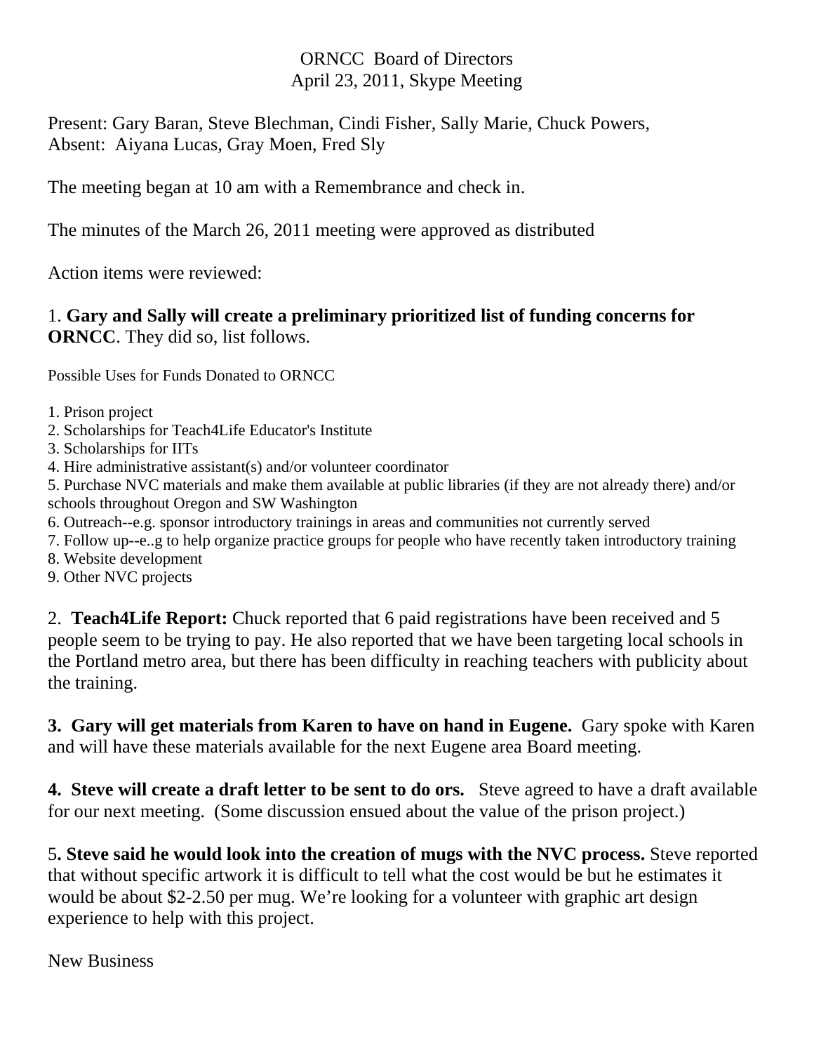ORNCC Board of Directors
April 23, 2011, Skype Meeting

Present: Gary Baran, Steve Blechman, Cindi Fisher, Sally Marie, Chuck Powers,
Absent: Aiyana Lucas, Gray Moen, Fred Sly

The meeting began at 10 am with a Remembrance and check in.

The minutes of the March 26, 2011 meeting were approved as distributed

Action items were reviewed:

1. **Gary and Sally will create a preliminary prioritized list of funding concerns for ORNCC**. They did so, list follows.

Possible Uses for Funds Donated to ORNCC

1. Prison project
2. Scholarships for Teach4Life Educator's Institute
3. Scholarships for IITs
4. Hire administrative assistant(s) and/or volunteer coordinator
5. Purchase NVC materials and make them available at public libraries (if they are not already there) and/or schools throughout Oregon and SW Washington
6. Outreach--e.g. sponsor introductory trainings in areas and communities not currently served
7. Follow up--e..g to help organize practice groups for people who have recently taken introductory training
8. Website development
9. Other NVC projects

2. **Teach4Life Report:** Chuck reported that 6 paid registrations have been received and 5 people seem to be trying to pay. He also reported that we have been targeting local schools in the Portland metro area, but there has been difficulty in reaching teachers with publicity about the training.

3. **Gary will get materials from Karen to have on hand in Eugene.** Gary spoke with Karen and will have these materials available for the next Eugene area Board meeting.

4. **Steve will create a draft letter to be sent to do ors.** Steve agreed to have a draft available for our next meeting. (Some discussion ensued about the value of the prison project.)

5**. Steve said he would look into the creation of mugs with the NVC process.** Steve reported that without specific artwork it is difficult to tell what the cost would be but he estimates it would be about $2-2.50 per mug. We're looking for a volunteer with graphic art design experience to help with this project.

New Business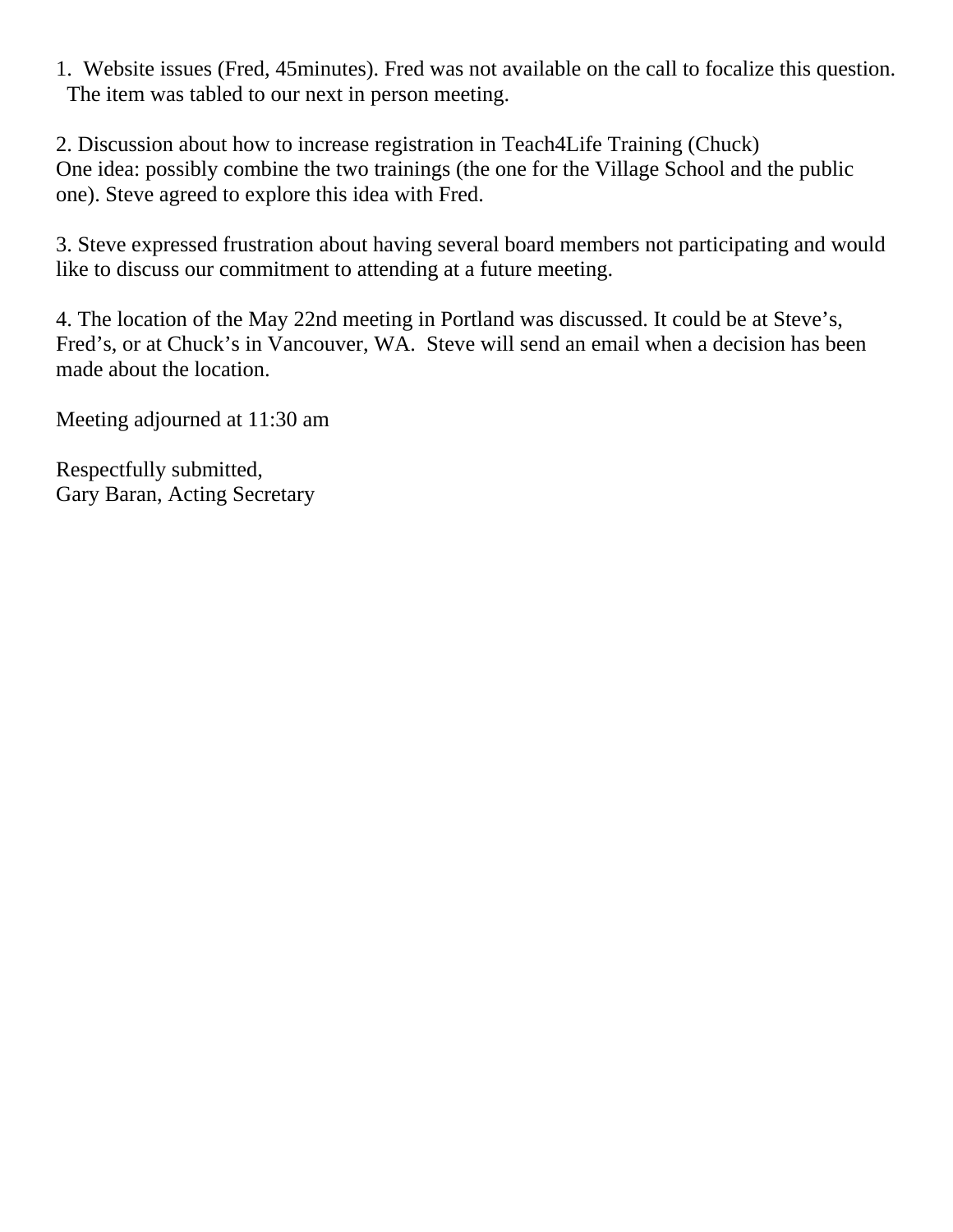1. Website issues (Fred, 45minutes). Fred was not available on the call to focalize this question. The item was tabled to our next in person meeting.

2. Discussion about how to increase registration in Teach4Life Training (Chuck)
One idea: possibly combine the two trainings (the one for the Village School and the public one). Steve agreed to explore this idea with Fred.

3. Steve expressed frustration about having several board members not participating and would like to discuss our commitment to attending at a future meeting.

4. The location of the May 22nd meeting in Portland was discussed. It could be at Steve's, Fred's, or at Chuck's in Vancouver, WA. Steve will send an email when a decision has been made about the location.

Meeting adjourned at 11:30 am

Respectfully submitted,
Gary Baran, Acting Secretary